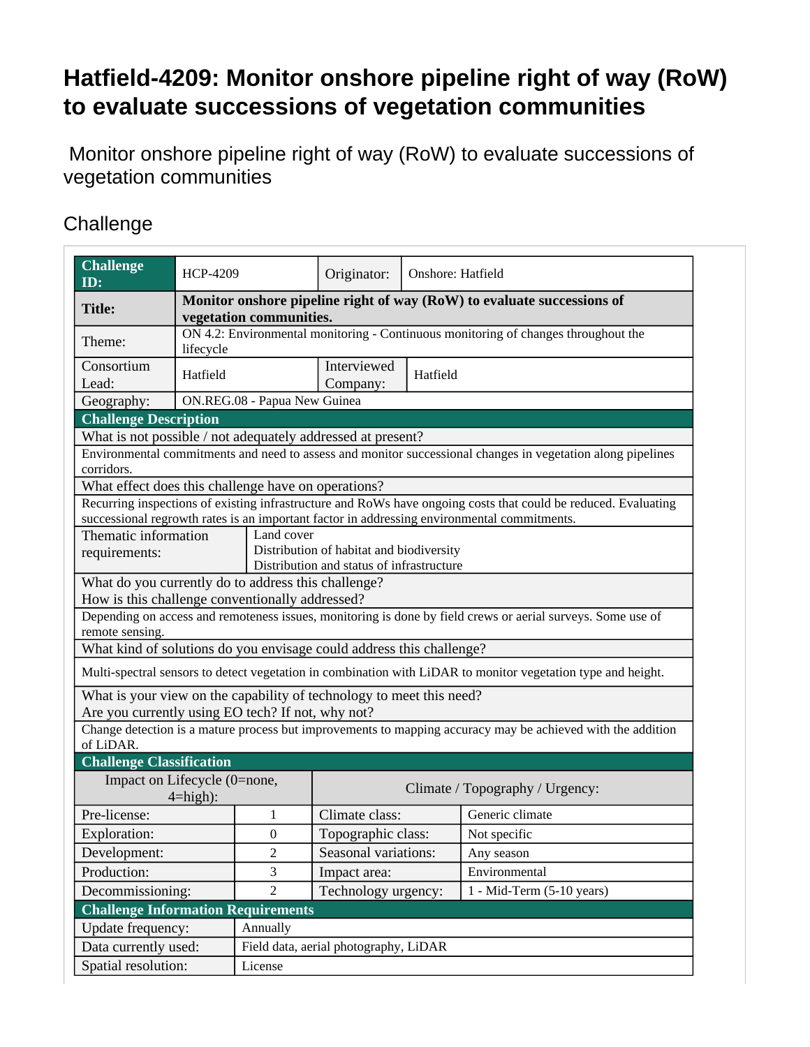# Hatfield-4209: Monitor onshore pipeline right of way (RoW) to evaluate successions of vegetation communities

Monitor onshore pipeline right of way (RoW) to evaluate successions of vegetation communities

## Challenge

| **Challenge ID:** | HCP-4209 | Originator: | Onshore: Hatfield |
|---|---|---|---|
| **Title:** | **Monitor onshore pipeline right of way (RoW) to evaluate successions of vegetation communities.** | | |
| Theme: | ON 4.2: Environmental monitoring - Continuous monitoring of changes throughout the lifecycle | | |
| Consortium Lead: | Hatfield | Interviewed Company: | Hatfield |
| Geography: | ON.REG.08 - Papua New Guinea | | |

| **Challenge Description** | |
|---|---|
| What is not possible / not adequately addressed at present? | |
| Environmental commitments and need to assess and monitor successional changes in vegetation along pipelines corridors. | |
| What effect does this challenge have on operations? | |
| Recurring inspections of existing infrastructure and RoWs have ongoing costs that could be reduced. Evaluating successional regrowth rates is an important factor in addressing environmental commitments. | |
| Thematic information requirements: | Land cover<br>Distribution of habitat and biodiversity<br>Distribution and status of infrastructure |
| What do you currently do to address this challenge?<br>How is this challenge conventionally addressed? | |
| Depending on access and remoteness issues, monitoring is done by field crews or aerial surveys. Some use of remote sensing. | |
| What kind of solutions do you envisage could address this challenge? | |
| Multi-spectral sensors to detect vegetation in combination with LiDAR to monitor vegetation type and height. | |
| What is your view on the capability of technology to meet this need?<br>Are you currently using EO tech? If not, why not? | |
| Change detection is a mature process but improvements to mapping accuracy may be achieved with the addition of LiDAR. | |

| **Challenge Classification** | | | |
|---|---|---|---|
| Impact on Lifecycle (0=none, 4=high): | | Climate / Topography / Urgency: | |
| Pre-license: | 1 | Climate class: | Generic climate |
| Exploration: | 0 | Topographic class: | Not specific |
| Development: | 2 | Seasonal variations: | Any season |
| Production: | 3 | Impact area: | Environmental |
| Decommissioning: | 2 | Technology urgency: | 1 - Mid-Term (5-10 years) |

| **Challenge Information Requirements** | |
|---|---|
| Update frequency: | Annually |
| Data currently used: | Field data, aerial photography, LiDAR |
| Spatial resolution: | License |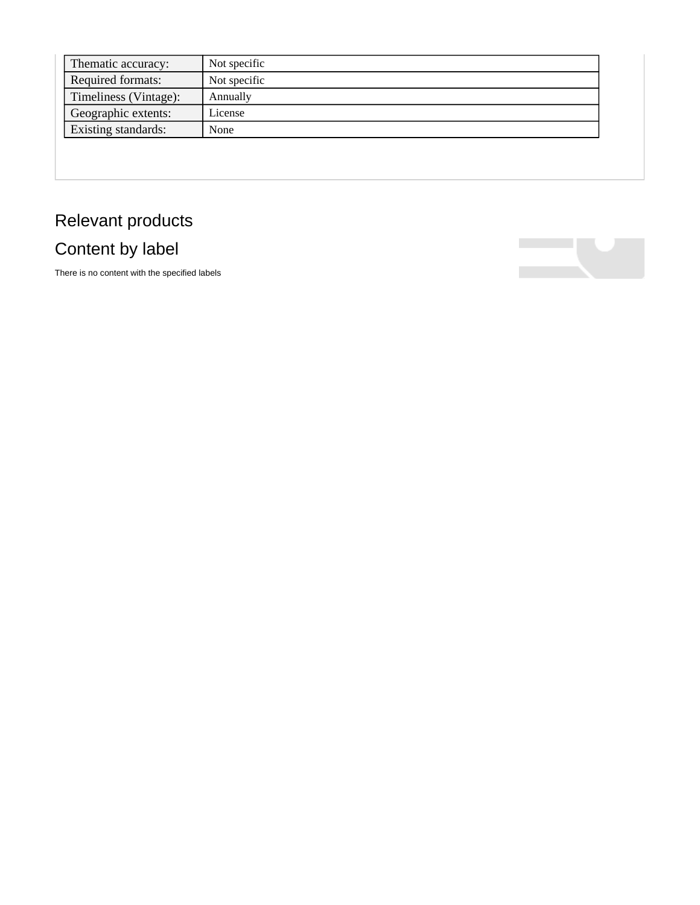| | |
|---|---|
| Thematic accuracy: | Not specific |
| Required formats: | Not specific |
| Timeliness (Vintage): | Annually |
| Geographic extents: | License |
| Existing standards: | None |

## Relevant products

## Content by label

There is no content with the specified labels